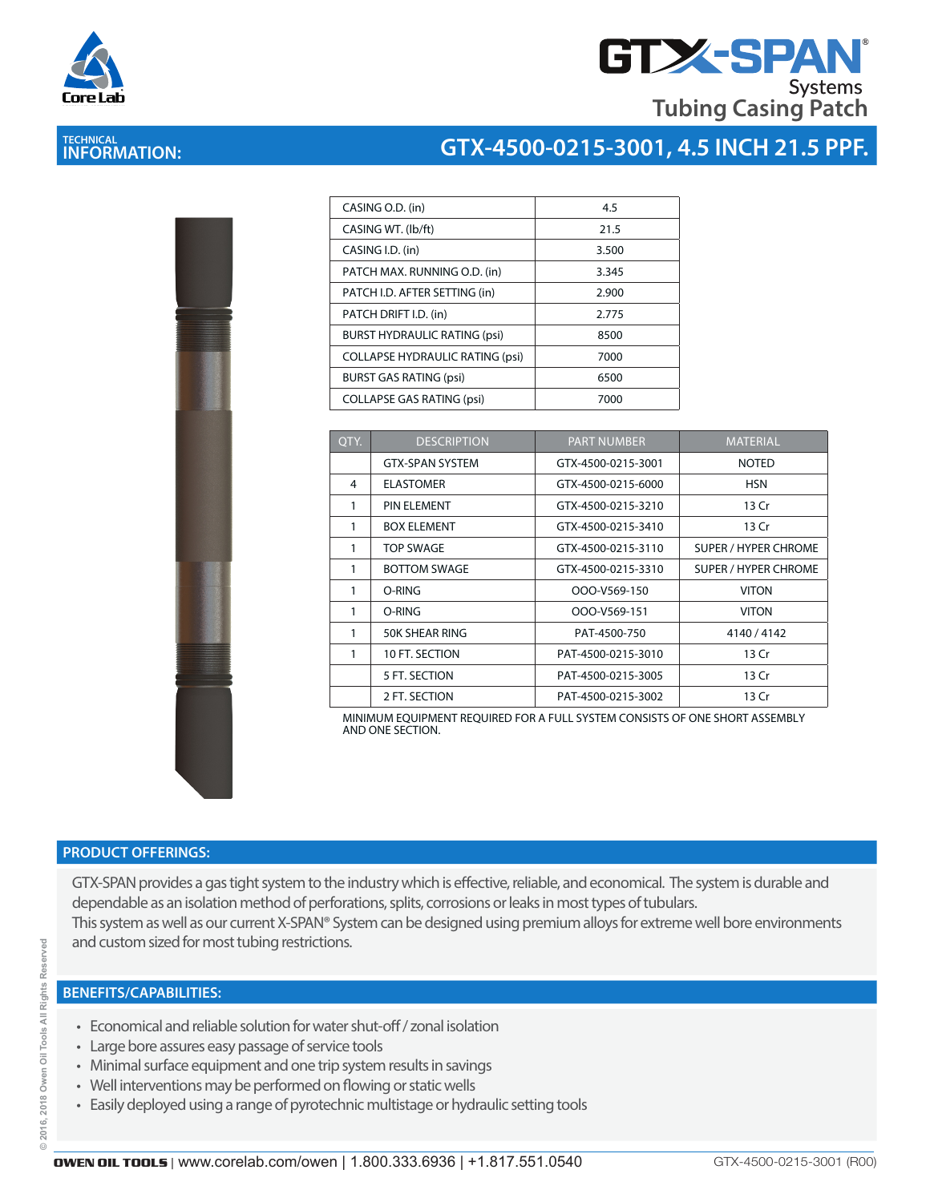# GTX-SPAN® Systems Tubing Casing Patch

**TECHNICAL INFORMATION:**

## GTX-4500-0215-3001, 4.5 INCH 21.5 PPF.

| CASING O.D. (in) | 4.5 |
|---|---|
| CASING WT. (lb/ft) | 21.5 |
| CASING I.D. (in) | 3.500 |
| PATCH MAX. RUNNING O.D. (in) | 3.345 |
| PATCH I.D. AFTER SETTING (in) | 2.900 |
| PATCH DRIFT I.D. (in) | 2.775 |
| BURST HYDRAULIC RATING (psi) | 8500 |
| COLLAPSE HYDRAULIC RATING (psi) | 7000 |
| BURST GAS RATING (psi) | 6500 |
| COLLAPSE GAS RATING (psi) | 7000 |

| QTY. | DESCRIPTION | PART NUMBER | MATERIAL |
|---|---|---|---|
| | GTX-SPAN SYSTEM | GTX-4500-0215-3001 | NOTED |
| 4 | ELASTOMER | GTX-4500-0215-6000 | HSN |
| 1 | PIN ELEMENT | GTX-4500-0215-3210 | 13 Cr |
| 1 | BOX ELEMENT | GTX-4500-0215-3410 | 13 Cr |
| 1 | TOP SWAGE | GTX-4500-0215-3110 | SUPER / HYPER CHROME |
| 1 | BOTTOM SWAGE | GTX-4500-0215-3310 | SUPER / HYPER CHROME |
| 1 | O-RING | OOO-V569-150 | VITON |
| 1 | O-RING | OOO-V569-151 | VITON |
| 1 | 50K SHEAR RING | PAT-4500-750 | 4140 / 4142 |
| 1 | 10 FT. SECTION | PAT-4500-0215-3010 | 13 Cr |
| | 5 FT. SECTION | PAT-4500-0215-3005 | 13 Cr |
| | 2 FT. SECTION | PAT-4500-0215-3002 | 13 Cr |

MINIMUM EQUIPMENT REQUIRED FOR A FULL SYSTEM CONSISTS OF ONE SHORT ASSEMBLY AND ONE SECTION.

## PRODUCT OFFERINGS:

GTX-SPAN provides a gas tight system to the industry which is effective, reliable, and economical. The system is durable and dependable as an isolation method of perforations, splits, corrosions or leaks in most types of tubulars.
This system as well as our current X-SPAN® System can be designed using premium alloys for extreme well bore environments and custom sized for most tubing restrictions.

## BENEFITS/CAPABILITIES:

- Economical and reliable solution for water shut-off / zonal isolation
- Large bore assures easy passage of service tools
- Minimal surface equipment and one trip system results in savings
- Well interventions may be performed on flowing or static wells
- Easily deployed using a range of pyrotechnic multistage or hydraulic setting tools

© 2016, 2018 Owen Oil Tools All Rights Reserved

**OWEN OIL TOOLS** | www.corelab.com/owen | 1.800.333.6936 | +1.817.551.0540 GTX-4500-0215-3001 (R00)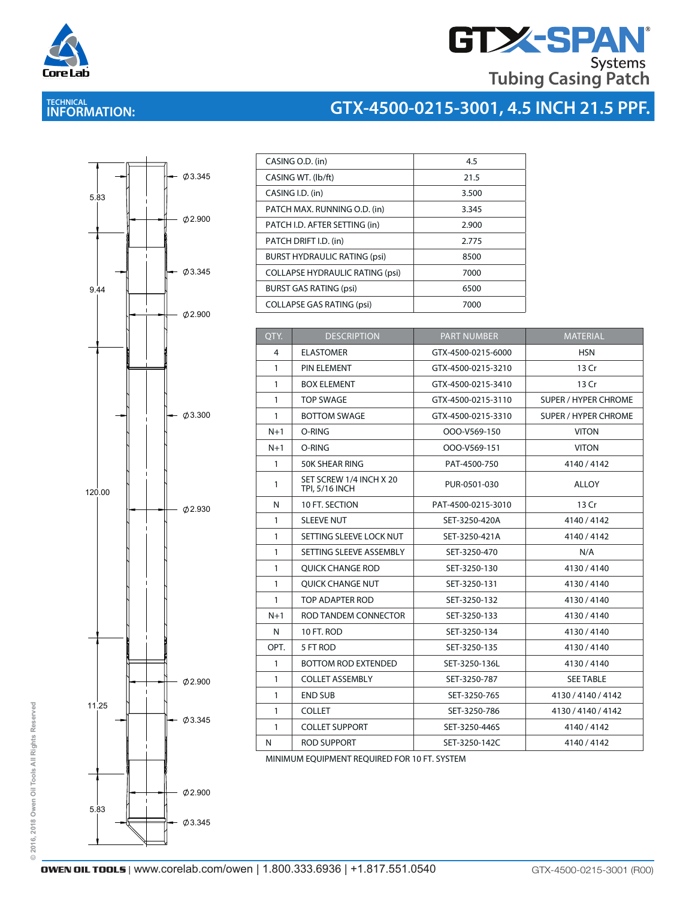# GTX-SPAN Systems Tubing Casing Patch

## TECHNICAL INFORMATION: GTX-4500-0215-3001, 4.5 INCH 21.5 PPF.

5.83 | 9.44 | 120.00 | 11.25 | 5.83

Ø3.345 | Ø2.900 | Ø3.345 | Ø2.900 | Ø3.300 | Ø2.930 | Ø2.900 | Ø3.345 | Ø2.900 | Ø3.345

| | |
|---|---|
| CASING O.D. (in) | 4.5 |
| CASING WT. (lb/ft) | 21.5 |
| CASING I.D. (in) | 3.500 |
| PATCH MAX. RUNNING O.D. (in) | 3.345 |
| PATCH I.D. AFTER SETTING (in) | 2.900 |
| PATCH DRIFT I.D. (in) | 2.775 |
| BURST HYDRAULIC RATING (psi) | 8500 |
| COLLAPSE HYDRAULIC RATING (psi) | 7000 |
| BURST GAS RATING (psi) | 6500 |
| COLLAPSE GAS RATING (psi) | 7000 |

| QTY. | DESCRIPTION | PART NUMBER | MATERIAL |
|---|---|---|---|
| 4 | ELASTOMER | GTX-4500-0215-6000 | HSN |
| 1 | PIN ELEMENT | GTX-4500-0215-3210 | 13 Cr |
| 1 | BOX ELEMENT | GTX-4500-0215-3410 | 13 Cr |
| 1 | TOP SWAGE | GTX-4500-0215-3110 | SUPER / HYPER CHROME |
| 1 | BOTTOM SWAGE | GTX-4500-0215-3310 | SUPER / HYPER CHROME |
| N+1 | O-RING | OOO-V569-150 | VITON |
| N+1 | O-RING | OOO-V569-151 | VITON |
| 1 | 50K SHEAR RING | PAT-4500-750 | 4140 / 4142 |
| 1 | SET SCREW 1/4 INCH X 20 TPI, 5/16 INCH | PUR-0501-030 | ALLOY |
| N | 10 FT. SECTION | PAT-4500-0215-3010 | 13 Cr |
| 1 | SLEEVE NUT | SET-3250-420A | 4140 / 4142 |
| 1 | SETTING SLEEVE LOCK NUT | SET-3250-421A | 4140 / 4142 |
| 1 | SETTING SLEEVE ASSEMBLY | SET-3250-470 | N/A |
| 1 | QUICK CHANGE ROD | SET-3250-130 | 4130 / 4140 |
| 1 | QUICK CHANGE NUT | SET-3250-131 | 4130 / 4140 |
| 1 | TOP ADAPTER ROD | SET-3250-132 | 4130 / 4140 |
| N+1 | ROD TANDEM CONNECTOR | SET-3250-133 | 4130 / 4140 |
| N | 10 FT. ROD | SET-3250-134 | 4130 / 4140 |
| OPT. | 5 FT ROD | SET-3250-135 | 4130 / 4140 |
| 1 | BOTTOM ROD EXTENDED | SET-3250-136L | 4130 / 4140 |
| 1 | COLLET ASSEMBLY | SET-3250-787 | SEE TABLE |
| 1 | END SUB | SET-3250-765 | 4130 / 4140 / 4142 |
| 1 | COLLET | SET-3250-786 | 4130 / 4140 / 4142 |
| 1 | COLLET SUPPORT | SET-3250-446S | 4140 / 4142 |
| N | ROD SUPPORT | SET-3250-142C | 4140 / 4142 |

MINIMUM EQUIPMENT REQUIRED FOR 10 FT. SYSTEM

© 2016, 2018 Owen Oil Tools All Rights Reserved

OWEN OIL TOOLS | www.corelab.com/owen | 1.800.333.6936 | +1.817.551.0540

GTX-4500-0215-3001 (R00)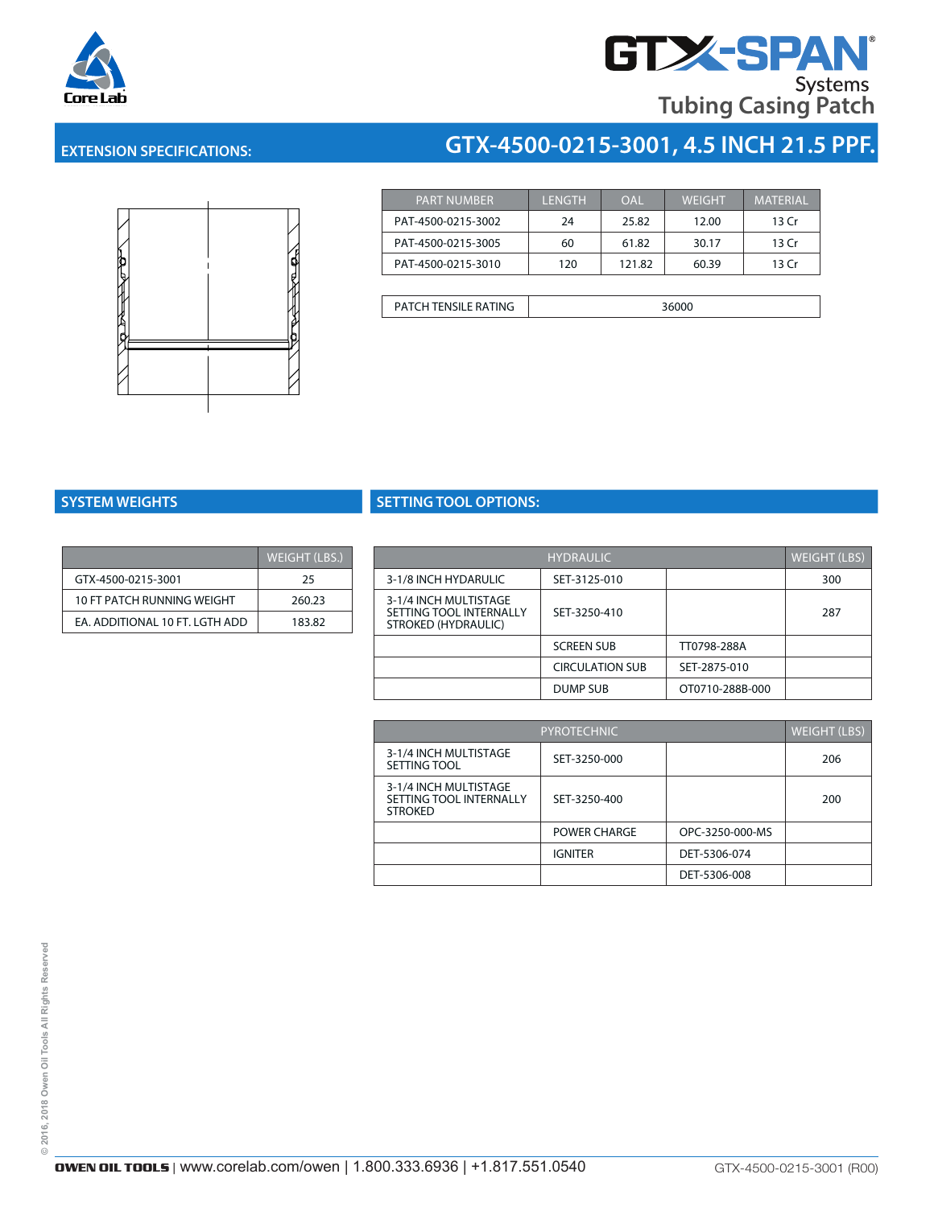GTX-SPAN® Systems
Tubing Casing Patch

## EXTENSION SPECIFICATIONS:

## GTX-4500-0215-3001, 4.5 INCH 21.5 PPF.

| PART NUMBER | LENGTH | OAL | WEIGHT | MATERIAL |
|---|---|---|---|---|
| PAT-4500-0215-3002 | 24 | 25.82 | 12.00 | 13 Cr |
| PAT-4500-0215-3005 | 60 | 61.82 | 30.17 | 13 Cr |
| PAT-4500-0215-3010 | 120 | 121.82 | 60.39 | 13 Cr |

| | |
|---|---|
| PATCH TENSILE RATING | 36000 |

## SYSTEM WEIGHTS

| | WEIGHT (LBS.) |
|---|---|
| GTX-4500-0215-3001 | 25 |
| 10 FT PATCH RUNNING WEIGHT | 260.23 |
| EA. ADDITIONAL 10 FT. LGTH ADD | 183.82 |

## SETTING TOOL OPTIONS:

| HYDRAULIC | | | WEIGHT (LBS) |
|---|---|---|---|
| 3-1/8 INCH HYDARULIC | SET-3125-010 | | 300 |
| 3-1/4 INCH MULTISTAGE SETTING TOOL INTERNALLY STROKED (HYDRAULIC) | SET-3250-410 | | 287 |
| | SCREEN SUB | TT0798-288A | |
| | CIRCULATION SUB | SET-2875-010 | |
| | DUMP SUB | OT0710-288B-000 | |

| PYROTECHNIC | | | WEIGHT (LBS) |
|---|---|---|---|
| 3-1/4 INCH MULTISTAGE SETTING TOOL | SET-3250-000 | | 206 |
| 3-1/4 INCH MULTISTAGE SETTING TOOL INTERNALLY STROKED | SET-3250-400 | | 200 |
| | POWER CHARGE | OPC-3250-000-MS | |
| | IGNITER | DET-5306-074 | |
| | | DET-5306-008 | |

© 2016, 2018 Owen Oil Tools All Rights Reserved

OWEN OIL TOOLS | www.corelab.com/owen | 1.800.333.6936 | +1.817.551.0540

GTX-4500-0215-3001 (R00)